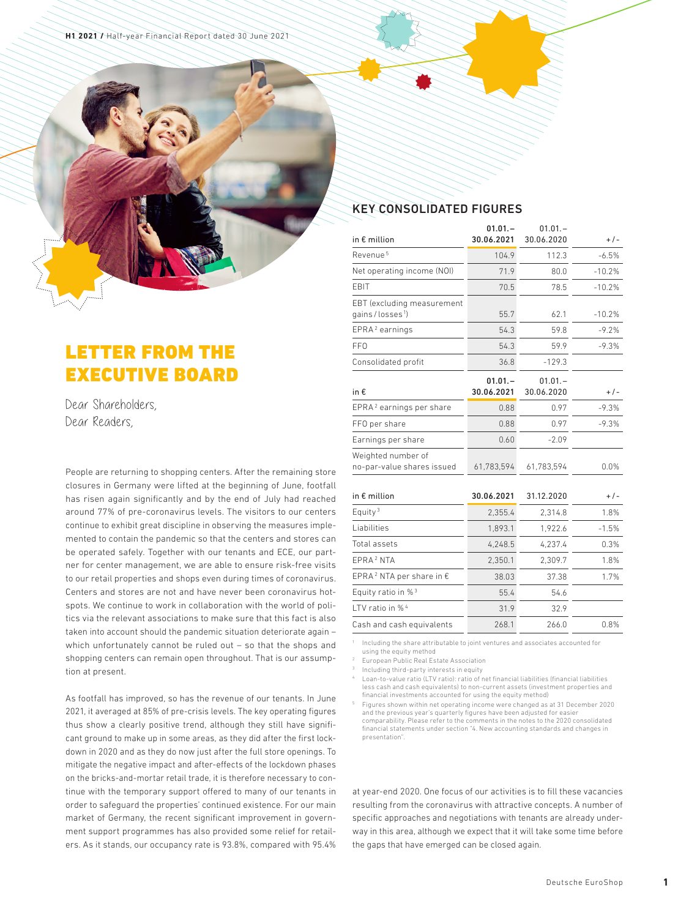# LETTER FROM THE EXECUTIVE BOARD

Dear Shareholders,
Dear Readers,

People are returning to shopping centers. After the remaining store closures in Germany were lifted at the beginning of June, footfall has risen again significantly and by the end of July had reached around 77% of pre-coronavirus levels. The visitors to our centers continue to exhibit great discipline in observing the measures implemented to contain the pandemic so that the centers and stores can be operated safely. Together with our tenants and ECE, our partner for center management, we are able to ensure risk-free visits to our retail properties and shops even during times of coronavirus. Centers and stores are not and have never been coronavirus hotspots. We continue to work in collaboration with the world of politics via the relevant associations to make sure that this fact is also taken into account should the pandemic situation deteriorate again – which unfortunately cannot be ruled out – so that the shops and shopping centers can remain open throughout. That is our assumption at present.

As footfall has improved, so has the revenue of our tenants. In June 2021, it averaged at 85% of pre-crisis levels. The key operating figures thus show a clearly positive trend, although they still have significant ground to make up in some areas, as they did after the first lockdown in 2020 and as they do now just after the full store openings. To mitigate the negative impact and after-effects of the lockdown phases on the bricks-and-mortar retail trade, it is therefore necessary to continue with the temporary support offered to many of our tenants in order to safeguard the properties' continued existence. For our main market of Germany, the recent significant improvement in government support programmes has also provided some relief for retailers. As it stands, our occupancy rate is 93.8%, compared with 95.4% at year-end 2020. One focus of our activities is to fill these vacancies resulting from the coronavirus with attractive concepts. A number of specific approaches and negotiations with tenants are already underway in this area, although we expect that it will take some time before the gaps that have emerged can be closed again.

## KEY CONSOLIDATED FIGURES

| in € million | 01.01.– 30.06.2021 | 01.01.– 30.06.2020 | +/- |
|---|---|---|---|
| Revenue[5] | 104.9 | 112.3 | -6.5% |
| Net operating income (NOI) | 71.9 | 80.0 | -10.2% |
| EBIT | 70.5 | 78.5 | -10.2% |
| EBT (excluding measurement gains/losses[1]) | 55.7 | 62.1 | -10.2% |
| EPRA[2] earnings | 54.3 | 59.8 | -9.2% |
| FFO | 54.3 | 59.9 | -9.3% |
| Consolidated profit | 36.8 | -129.3 | |

| in € | 01.01.– 30.06.2021 | 01.01.– 30.06.2020 | +/- |
|---|---|---|---|
| EPRA[2] earnings per share | 0.88 | 0.97 | -9.3% |
| FFO per share | 0.88 | 0.97 | -9.3% |
| Earnings per share | 0.60 | -2.09 | |
| Weighted number of no-par-value shares issued | 61,783,594 | 61,783,594 | 0.0% |

| in € million | 30.06.2021 | 31.12.2020 | +/- |
|---|---|---|---|
| Equity[3] | 2,355.4 | 2,314.8 | 1.8% |
| Liabilities | 1,893.1 | 1,922.6 | -1.5% |
| Total assets | 4,248.5 | 4,237.4 | 0.3% |
| EPRA[2] NTA | 2,350.1 | 2,309.7 | 1.8% |
| EPRA[2] NTA per share in € | 38.03 | 37.38 | 1.7% |
| Equity ratio in %[3] | 55.4 | 54.6 | |
| LTV ratio in %[4] | 31.9 | 32.9 | |
| Cash and cash equivalents | 268.1 | 266.0 | 0.8% |

[1] Including the share attributable to joint ventures and associates accounted for using the equity method
[2] European Public Real Estate Association
[3] Including third-party interests in equity
[4] Loan-to-value ratio (LTV ratio): ratio of net financial liabilities (financial liabilities less cash and cash equivalents) to non-current assets (investment properties and financial investments accounted for using the equity method)
[5] Figures shown within net operating income were changed as at 31 December 2020 and the previous year's quarterly figures have been adjusted for easier comparability. Please refer to the comments in the notes to the 2020 consolidated financial statements under section "4. New accounting standards and changes in presentation".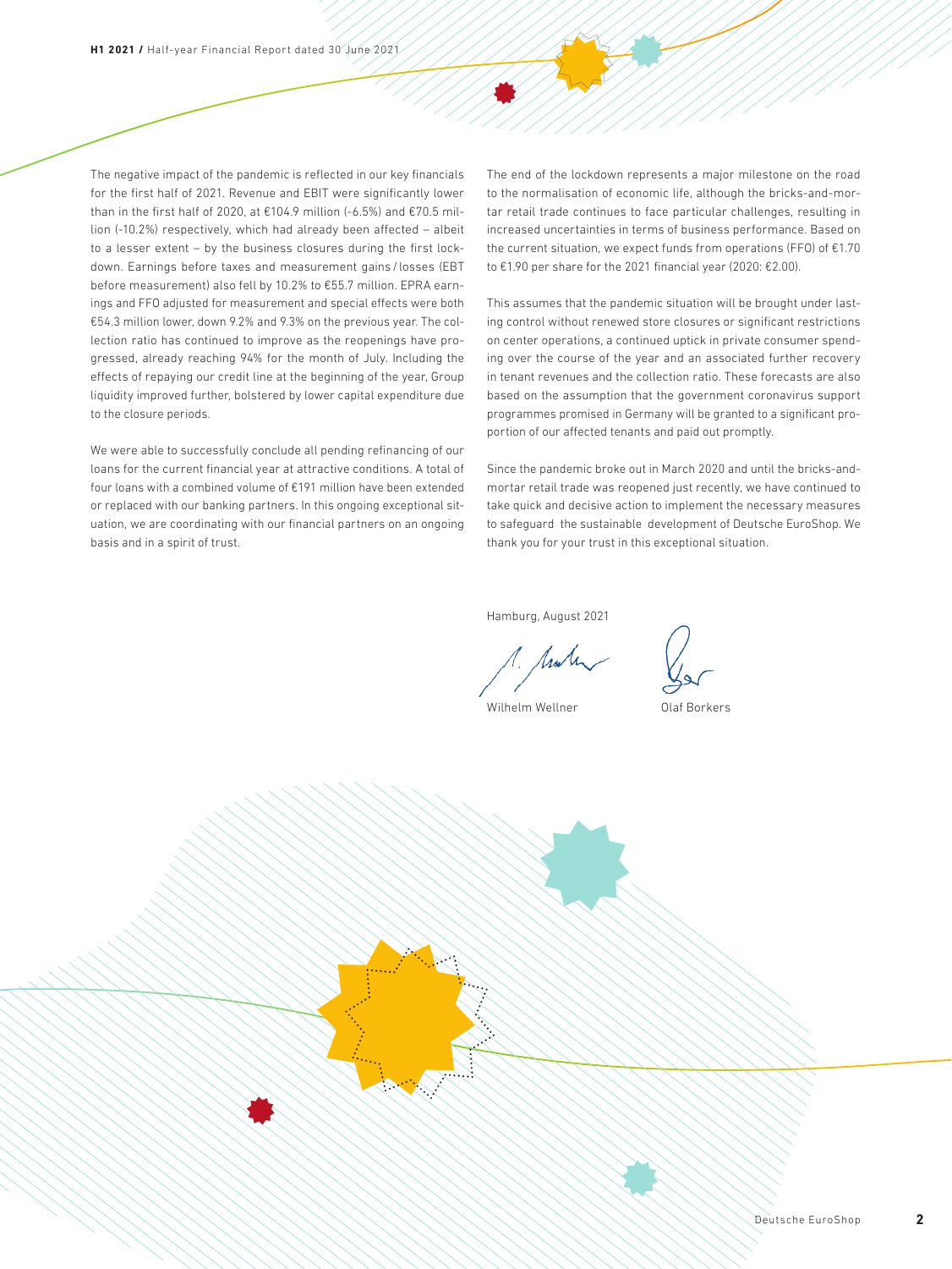The negative impact of the pandemic is reflected in our key financials for the first half of 2021. Revenue and EBIT were significantly lower than in the first half of 2020, at €104.9 million (-6.5%) and €70.5 million (-10.2%) respectively, which had already been affected – albeit to a lesser extent – by the business closures during the first lockdown. Earnings before taxes and measurement gains / losses (EBT before measurement) also fell by 10.2% to €55.7 million. EPRA earnings and FFO adjusted for measurement and special effects were both €54.3 million lower, down 9.2% and 9.3% on the previous year. The collection ratio has continued to improve as the reopenings have progressed, already reaching 94% for the month of July. Including the effects of repaying our credit line at the beginning of the year, Group liquidity improved further, bolstered by lower capital expenditure due to the closure periods.

We were able to successfully conclude all pending refinancing of our loans for the current financial year at attractive conditions. A total of four loans with a combined volume of €191 million have been extended or replaced with our banking partners. In this ongoing exceptional situation, we are coordinating with our financial partners on an ongoing basis and in a spirit of trust.

The end of the lockdown represents a major milestone on the road to the normalisation of economic life, although the bricks-and-mortar retail trade continues to face particular challenges, resulting in increased uncertainties in terms of business performance. Based on the current situation, we expect funds from operations (FFO) of €1.70 to €1.90 per share for the 2021 financial year (2020: €2.00).

This assumes that the pandemic situation will be brought under lasting control without renewed store closures or significant restrictions on center operations, a continued uptick in private consumer spending over the course of the year and an associated further recovery in tenant revenues and the collection ratio. These forecasts are also based on the assumption that the government coronavirus support programmes promised in Germany will be granted to a significant proportion of our affected tenants and paid out promptly.

Since the pandemic broke out in March 2020 and until the bricks-and-mortar retail trade was reopened just recently, we have continued to take quick and decisive action to implement the necessary measures to safeguard the sustainable development of Deutsche EuroShop. We thank you for your trust in this exceptional situation.

Hamburg, August 2021

Wilhelm Wellner    Olaf Borkers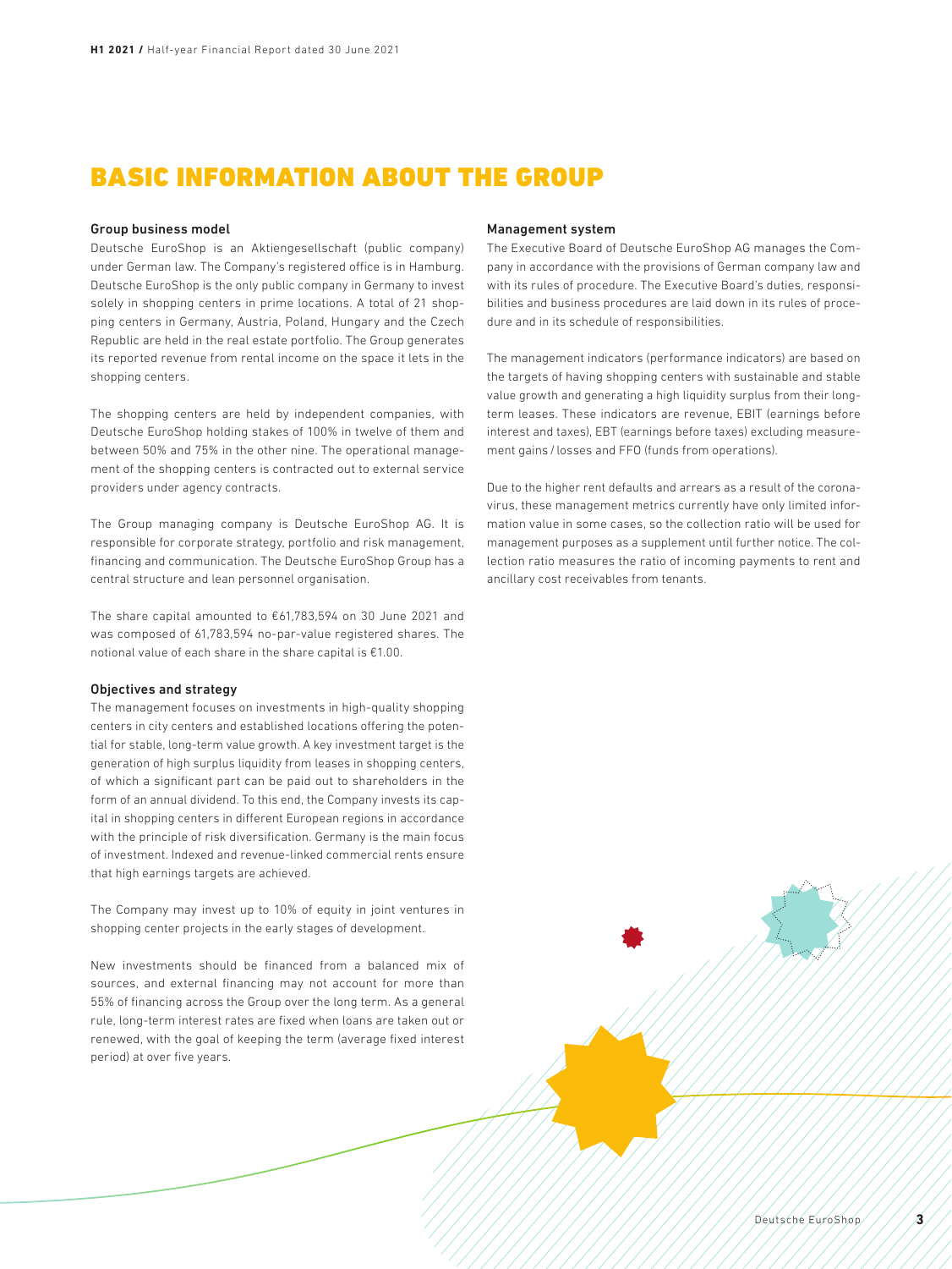# BASIC INFORMATION ABOUT THE GROUP

### Group business model

Deutsche EuroShop is an Aktiengesellschaft (public company) under German law. The Company's registered office is in Hamburg. Deutsche EuroShop is the only public company in Germany to invest solely in shopping centers in prime locations. A total of 21 shopping centers in Germany, Austria, Poland, Hungary and the Czech Republic are held in the real estate portfolio. The Group generates its reported revenue from rental income on the space it lets in the shopping centers.

The shopping centers are held by independent companies, with Deutsche EuroShop holding stakes of 100% in twelve of them and between 50% and 75% in the other nine. The operational management of the shopping centers is contracted out to external service providers under agency contracts.

The Group managing company is Deutsche EuroShop AG. It is responsible for corporate strategy, portfolio and risk management, financing and communication. The Deutsche EuroShop Group has a central structure and lean personnel organisation.

The share capital amounted to €61,783,594 on 30 June 2021 and was composed of 61,783,594 no-par-value registered shares. The notional value of each share in the share capital is €1.00.

### Objectives and strategy

The management focuses on investments in high-quality shopping centers in city centers and established locations offering the potential for stable, long-term value growth. A key investment target is the generation of high surplus liquidity from leases in shopping centers, of which a significant part can be paid out to shareholders in the form of an annual dividend. To this end, the Company invests its capital in shopping centers in different European regions in accordance with the principle of risk diversification. Germany is the main focus of investment. Indexed and revenue-linked commercial rents ensure that high earnings targets are achieved.

The Company may invest up to 10% of equity in joint ventures in shopping center projects in the early stages of development.

New investments should be financed from a balanced mix of sources, and external financing may not account for more than 55% of financing across the Group over the long term. As a general rule, long-term interest rates are fixed when loans are taken out or renewed, with the goal of keeping the term (average fixed interest period) at over five years.

### Management system

The Executive Board of Deutsche EuroShop AG manages the Company in accordance with the provisions of German company law and with its rules of procedure. The Executive Board's duties, responsibilities and business procedures are laid down in its rules of procedure and in its schedule of responsibilities.

The management indicators (performance indicators) are based on the targets of having shopping centers with sustainable and stable value growth and generating a high liquidity surplus from their long-term leases. These indicators are revenue, EBIT (earnings before interest and taxes), EBT (earnings before taxes) excluding measurement gains / losses and FFO (funds from operations).

Due to the higher rent defaults and arrears as a result of the coronavirus, these management metrics currently have only limited information value in some cases, so the collection ratio will be used for management purposes as a supplement until further notice. The collection ratio measures the ratio of incoming payments to rent and ancillary cost receivables from tenants.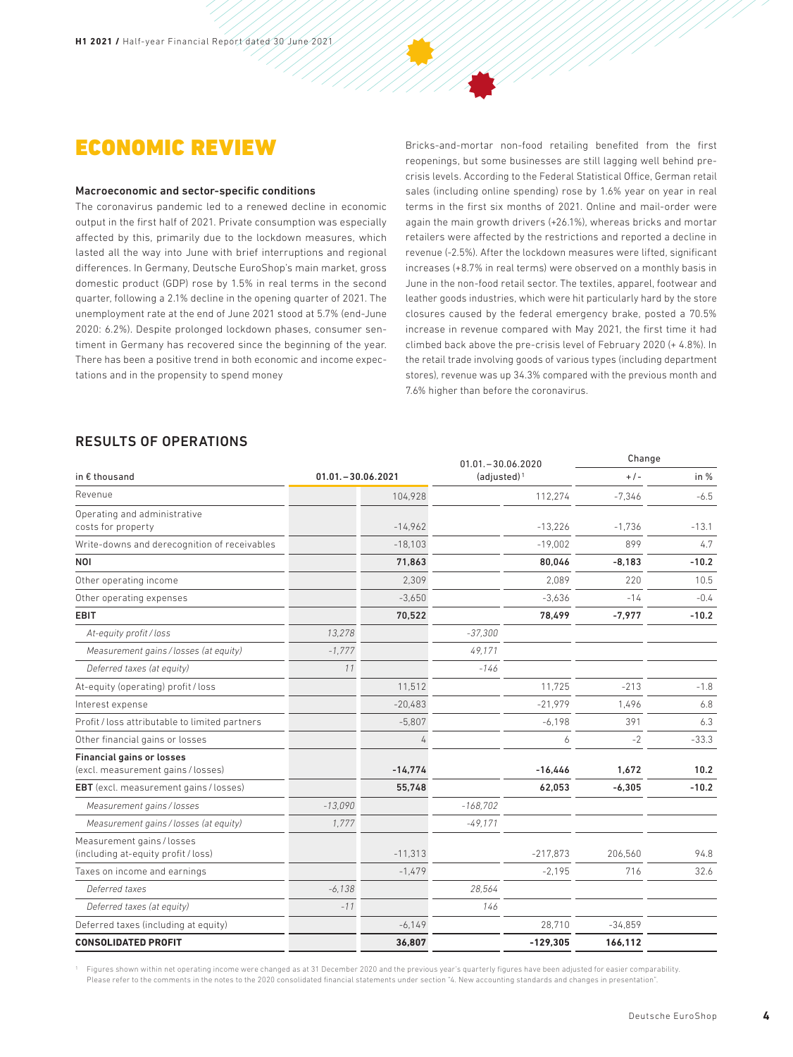# ECONOMIC REVIEW

### Macroeconomic and sector-specific conditions

The coronavirus pandemic led to a renewed decline in economic output in the first half of 2021. Private consumption was especially affected by this, primarily due to the lockdown measures, which lasted all the way into June with brief interruptions and regional differences. In Germany, Deutsche EuroShop's main market, gross domestic product (GDP) rose by 1.5% in real terms in the second quarter, following a 2.1% decline in the opening quarter of 2021. The unemployment rate at the end of June 2021 stood at 5.7% (end-June 2020: 6.2%). Despite prolonged lockdown phases, consumer sentiment in Germany has recovered since the beginning of the year. There has been a positive trend in both economic and income expectations and in the propensity to spend money

Bricks-and-mortar non-food retailing benefited from the first reopenings, but some businesses are still lagging well behind pre-crisis levels. According to the Federal Statistical Office, German retail sales (including online spending) rose by 1.6% year on year in real terms in the first six months of 2021. Online and mail-order were again the main growth drivers (+26.1%), whereas bricks and mortar retailers were affected by the restrictions and reported a decline in revenue (-2.5%). After the lockdown measures were lifted, significant increases (+8.7% in real terms) were observed on a monthly basis in June in the non-food retail sector. The textiles, apparel, footwear and leather goods industries, which were hit particularly hard by the store closures caused by the federal emergency brake, posted a 70.5% increase in revenue compared with May 2021, the first time it had climbed back above the pre-crisis level of February 2020 (+ 4.8%). In the retail trade involving goods of various types (including department stores), revenue was up 34.3% compared with the previous month and 7.6% higher than before the coronavirus.

## RESULTS OF OPERATIONS

| in € thousand | 01.01.–30.06.2021 | | 01.01.–30.06.2020 (adjusted)[1] | | Change +/- | Change in % |
|---|---|---|---|---|---|---|
| Revenue | | 104,928 | | 112,274 | -7,346 | -6.5 |
| Operating and administrative costs for property | | -14,962 | | -13,226 | -1,736 | -13.1 |
| Write-downs and derecognition of receivables | | -18,103 | | -19,002 | 899 | 4.7 |
| **NOI** | | **71,863** | | **80,046** | **-8,183** | **-10.2** |
| Other operating income | | 2,309 | | 2,089 | 220 | 10.5 |
| Other operating expenses | | -3,650 | | -3,636 | -14 | -0.4 |
| **EBIT** | | **70,522** | | **78,499** | **-7,977** | **-10.2** |
| *At-equity profit / loss* | *13,278* | | *-37,300* | | | |
| *Measurement gains / losses (at equity)* | *-1,777* | | *49,171* | | | |
| *Deferred taxes (at equity)* | *11* | | *-146* | | | |
| At-equity (operating) profit / loss | | 11,512 | | 11,725 | -213 | -1.8 |
| Interest expense | | -20,483 | | -21,979 | 1,496 | 6.8 |
| Profit / loss attributable to limited partners | | -5,807 | | -6,198 | 391 | 6.3 |
| Other financial gains or losses | | 4 | | 6 | -2 | -33.3 |
| **Financial gains or losses** (excl. measurement gains / losses) | | **-14,774** | | **-16,446** | **1,672** | **10.2** |
| **EBT** (excl. measurement gains / losses) | | **55,748** | | **62,053** | **-6,305** | **-10.2** |
| *Measurement gains / losses* | *-13,090* | | *-168,702* | | | |
| *Measurement gains / losses (at equity)* | *1,777* | | *-49,171* | | | |
| Measurement gains / losses (including at-equity profit / loss) | | -11,313 | | -217,873 | 206,560 | 94.8 |
| Taxes on income and earnings | | -1,479 | | -2,195 | 716 | 32.6 |
| *Deferred taxes* | *-6,138* | | *28,564* | | | |
| *Deferred taxes (at equity)* | *-11* | | *146* | | | |
| Deferred taxes (including at equity) | | -6,149 | | 28,710 | -34,859 | |
| **CONSOLIDATED PROFIT** | | **36,807** | | **-129,305** | **166,112** | |

[1] Figures shown within net operating income were changed as at 31 December 2020 and the previous year's quarterly figures have been adjusted for easier comparability. Please refer to the comments in the notes to the 2020 consolidated financial statements under section "4. New accounting standards and changes in presentation".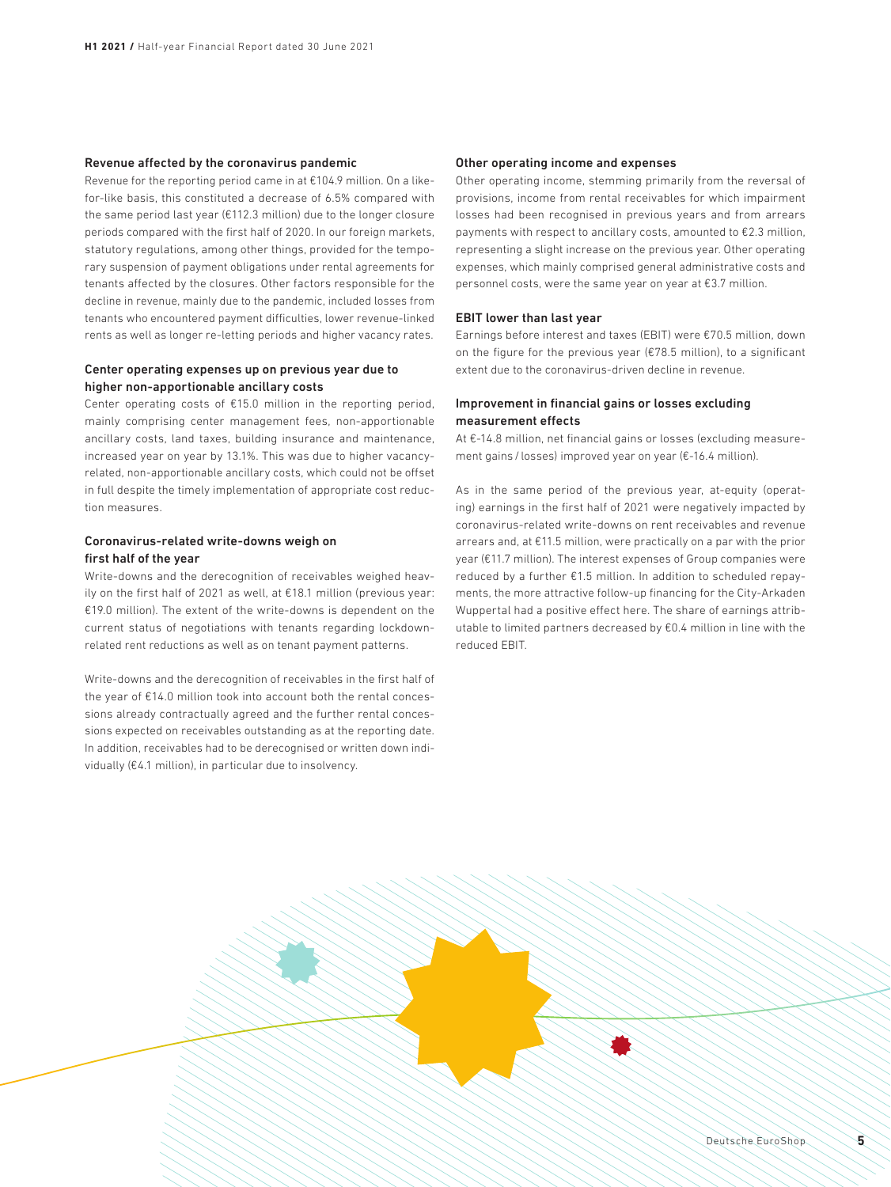### Revenue affected by the coronavirus pandemic

Revenue for the reporting period came in at €104.9 million. On a like-for-like basis, this constituted a decrease of 6.5% compared with the same period last year (€112.3 million) due to the longer closure periods compared with the first half of 2020. In our foreign markets, statutory regulations, among other things, provided for the temporary suspension of payment obligations under rental agreements for tenants affected by the closures. Other factors responsible for the decline in revenue, mainly due to the pandemic, included losses from tenants who encountered payment difficulties, lower revenue-linked rents as well as longer re-letting periods and higher vacancy rates.

### Center operating expenses up on previous year due to higher non-apportionable ancillary costs

Center operating costs of €15.0 million in the reporting period, mainly comprising center management fees, non-apportionable ancillary costs, land taxes, building insurance and maintenance, increased year on year by 13.1%. This was due to higher vacancy-related, non-apportionable ancillary costs, which could not be offset in full despite the timely implementation of appropriate cost reduction measures.

### Coronavirus-related write-downs weigh on first half of the year

Write-downs and the derecognition of receivables weighed heavily on the first half of 2021 as well, at €18.1 million (previous year: €19.0 million). The extent of the write-downs is dependent on the current status of negotiations with tenants regarding lockdown-related rent reductions as well as on tenant payment patterns.

Write-downs and the derecognition of receivables in the first half of the year of €14.0 million took into account both the rental concessions already contractually agreed and the further rental concessions expected on receivables outstanding as at the reporting date. In addition, receivables had to be derecognised or written down individually (€4.1 million), in particular due to insolvency.

### Other operating income and expenses

Other operating income, stemming primarily from the reversal of provisions, income from rental receivables for which impairment losses had been recognised in previous years and from arrears payments with respect to ancillary costs, amounted to €2.3 million, representing a slight increase on the previous year. Other operating expenses, which mainly comprised general administrative costs and personnel costs, were the same year on year at €3.7 million.

### EBIT lower than last year

Earnings before interest and taxes (EBIT) were €70.5 million, down on the figure for the previous year (€78.5 million), to a significant extent due to the coronavirus-driven decline in revenue.

### Improvement in financial gains or losses excluding measurement effects

At €-14.8 million, net financial gains or losses (excluding measurement gains / losses) improved year on year (€-16.4 million).

As in the same period of the previous year, at-equity (operating) earnings in the first half of 2021 were negatively impacted by coronavirus-related write-downs on rent receivables and revenue arrears and, at €11.5 million, were practically on a par with the prior year (€11.7 million). The interest expenses of Group companies were reduced by a further €1.5 million. In addition to scheduled repayments, the more attractive follow-up financing for the City-Arkaden Wuppertal had a positive effect here. The share of earnings attributable to limited partners decreased by €0.4 million in line with the reduced EBIT.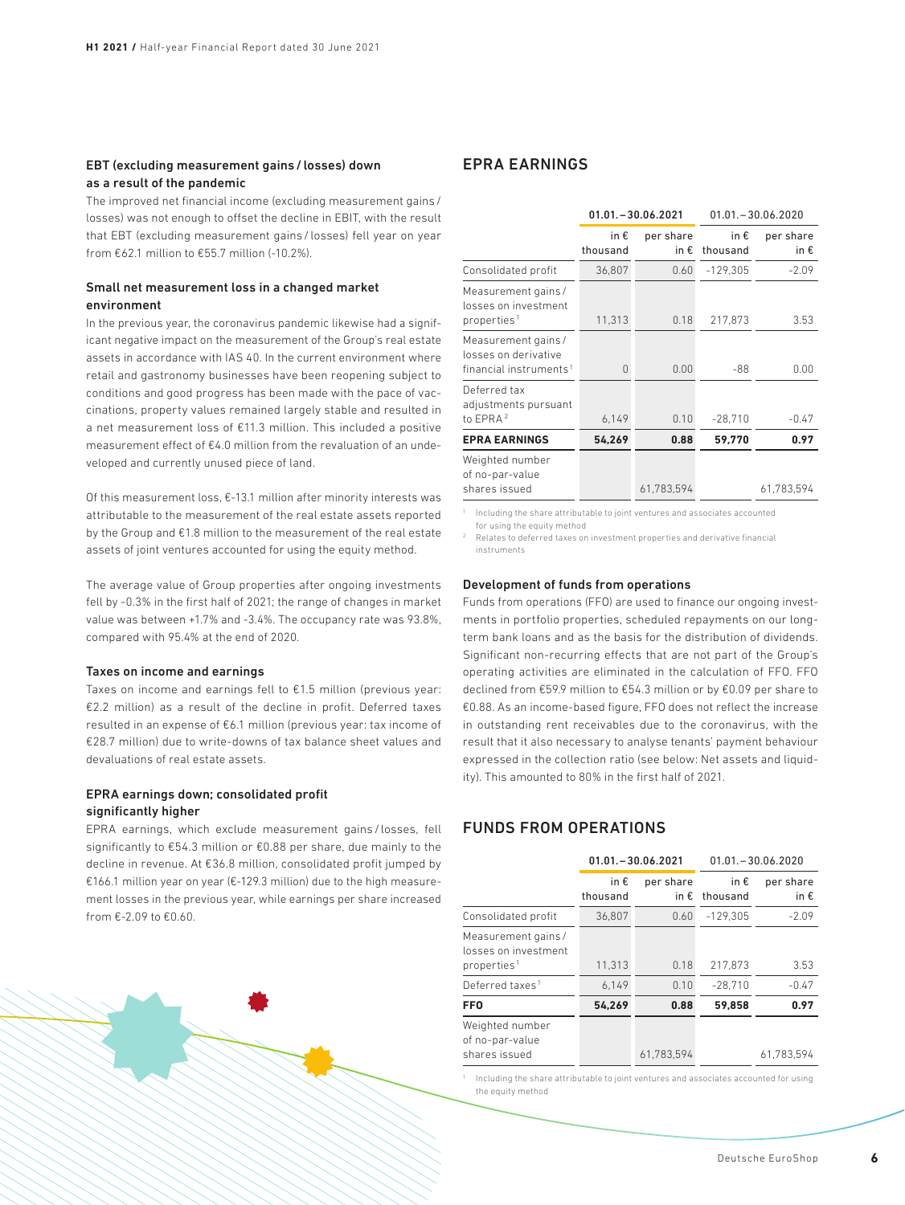### EBT (excluding measurement gains / losses) down as a result of the pandemic

The improved net financial income (excluding measurement gains / losses) was not enough to offset the decline in EBIT, with the result that EBT (excluding measurement gains / losses) fell year on year from €62.1 million to €55.7 million (-10.2%).

### Small net measurement loss in a changed market environment

In the previous year, the coronavirus pandemic likewise had a significant negative impact on the measurement of the Group's real estate assets in accordance with IAS 40. In the current environment where retail and gastronomy businesses have been reopening subject to conditions and good progress has been made with the pace of vaccinations, property values remained largely stable and resulted in a net measurement loss of €11.3 million. This included a positive measurement effect of €4.0 million from the revaluation of an undeveloped and currently unused piece of land.

Of this measurement loss, €-13.1 million after minority interests was attributable to the measurement of the real estate assets reported by the Group and €1.8 million to the measurement of the real estate assets of joint ventures accounted for using the equity method.

The average value of Group properties after ongoing investments fell by -0.3% in the first half of 2021; the range of changes in market value was between +1.7% and -3.4%. The occupancy rate was 93.8%, compared with 95.4% at the end of 2020.

#### Taxes on income and earnings

Taxes on income and earnings fell to €1.5 million (previous year: €2.2 million) as a result of the decline in profit. Deferred taxes resulted in an expense of €6.1 million (previous year: tax income of €28.7 million) due to write-downs of tax balance sheet values and devaluations of real estate assets.

### EPRA earnings down; consolidated profit significantly higher

EPRA earnings, which exclude measurement gains / losses, fell significantly to €54.3 million or €0.88 per share, due mainly to the decline in revenue. At €36.8 million, consolidated profit jumped by €166.1 million year on year (€-129.3 million) due to the high measurement losses in the previous year, while earnings per share increased from €-2.09 to €0.60.

## EPRA EARNINGS

| | 01.01.–30.06.2021 | | 01.01.–30.06.2020 | |
|---|---|---|---|---|
| | in € thousand | per share in € | in € thousand | per share in € |
| Consolidated profit | 36,807 | 0.60 | -129,305 | -2.09 |
| Measurement gains / losses on investment properties[1] | 11,313 | 0.18 | 217,873 | 3.53 |
| Measurement gains / losses on derivative financial instruments[1] | 0 | 0.00 | -88 | 0.00 |
| Deferred tax adjustments pursuant to EPRA[2] | 6,149 | 0.10 | -28,710 | -0.47 |
| **EPRA EARNINGS** | **54,269** | **0.88** | **59,770** | **0.97** |
| Weighted number of no-par-value shares issued | | 61,783,594 | | 61,783,594 |

[1] Including the share attributable to joint ventures and associates accounted for using the equity method

[2] Relates to deferred taxes on investment properties and derivative financial instruments

#### Development of funds from operations

Funds from operations (FFO) are used to finance our ongoing investments in portfolio properties, scheduled repayments on our long-term bank loans and as the basis for the distribution of dividends. Significant non-recurring effects that are not part of the Group's operating activities are eliminated in the calculation of FFO. FFO declined from €59.9 million to €54.3 million or by €0.09 per share to €0.88. As an income-based figure, FFO does not reflect the increase in outstanding rent receivables due to the coronavirus, with the result that it also necessary to analyse tenants' payment behaviour expressed in the collection ratio (see below: Net assets and liquidity). This amounted to 80% in the first half of 2021.

## FUNDS FROM OPERATIONS

| | 01.01.–30.06.2021 | | 01.01.–30.06.2020 | |
|---|---|---|---|---|
| | in € thousand | per share in € | in € thousand | per share in € |
| Consolidated profit | 36,807 | 0.60 | -129,305 | -2.09 |
| Measurement gains / losses on investment properties[1] | 11,313 | 0.18 | 217,873 | 3.53 |
| Deferred taxes[1] | 6,149 | 0.10 | -28,710 | -0.47 |
| **FFO** | **54,269** | **0.88** | **59,858** | **0.97** |
| Weighted number of no-par-value shares issued | | 61,783,594 | | 61,783,594 |

[1] Including the share attributable to joint ventures and associates accounted for using the equity method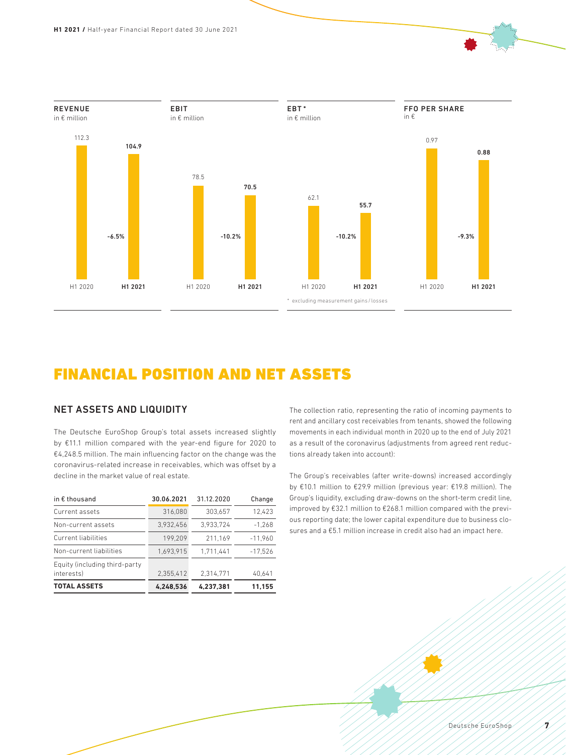**REVENUE**
in € million

| H1 2020 | H1 2021 |
|---|---|
| 112.3 | 104.9 |

-6.5%

**EBIT**
in € million

| H1 2020 | H1 2021 |
|---|---|
| 78.5 | 70.5 |

-10.2%

**EBT***
in € million

| H1 2020 | H1 2021 |
|---|---|
| 62.1 | 55.7 |

-10.2%

* excluding measurement gains / losses

**FFO PER SHARE**
in €

| H1 2020 | H1 2021 |
|---|---|
| 0.97 | 0.88 |

-9.3%

# FINANCIAL POSITION AND NET ASSETS

## NET ASSETS AND LIQUIDITY

The Deutsche EuroShop Group's total assets increased slightly by €11.1 million compared with the year-end figure for 2020 to €4,248.5 million. The main influencing factor on the change was the coronavirus-related increase in receivables, which was offset by a decline in the market value of real estate.

| in € thousand | 30.06.2021 | 31.12.2020 | Change |
|---|---|---|---|
| Current assets | 316,080 | 303,657 | 12,423 |
| Non-current assets | 3,932,456 | 3,933,724 | -1,268 |
| Current liabilities | 199,209 | 211,169 | -11,960 |
| Non-current liabilities | 1,693,915 | 1,711,441 | -17,526 |
| Equity (including third-party interests) | 2,355,412 | 2,314,771 | 40,641 |
| **TOTAL ASSETS** | **4,248,536** | **4,237,381** | **11,155** |

The collection ratio, representing the ratio of incoming payments to rent and ancillary cost receivables from tenants, showed the following movements in each individual month in 2020 up to the end of July 2021 as a result of the coronavirus (adjustments from agreed rent reductions already taken into account):

The Group's receivables (after write-downs) increased accordingly by €10.1 million to €29.9 million (previous year: €19.8 million). The Group's liquidity, excluding draw-downs on the short-term credit line, improved by €32.1 million to €268.1 million compared with the previous reporting date; the lower capital expenditure due to business closures and a €5.1 million increase in credit also had an impact here.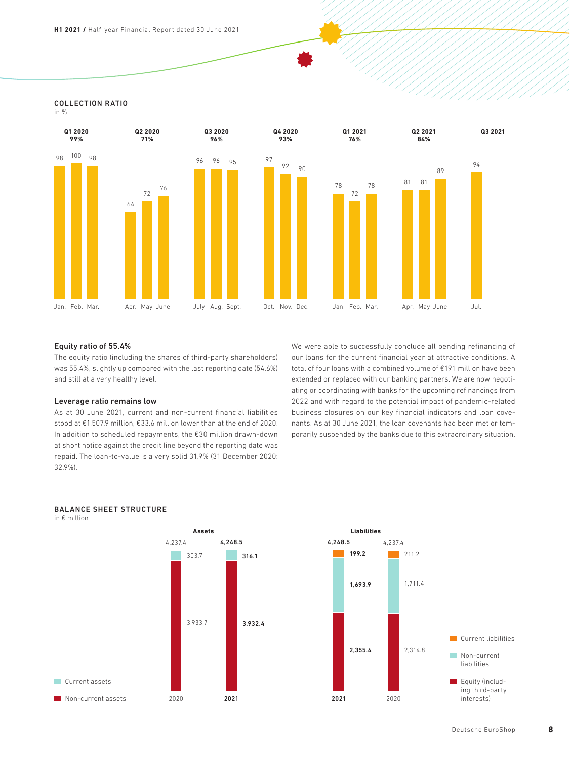## COLLECTION RATIO

in %

| Quarter | Month | Collection ratio |
|---|---|---|
| Q1 2020 (99%) | Jan. | 98 |
| | Feb. | 100 |
| | Mar. | 98 |
| Q2 2020 (71%) | Apr. | 64 |
| | May | 72 |
| | June | 76 |
| Q3 2020 (96%) | July | 96 |
| | Aug. | 96 |
| | Sept. | 95 |
| Q4 2020 (93%) | Oct. | 97 |
| | Nov. | 92 |
| | Dec. | 90 |
| Q1 2021 (76%) | Jan. | 78 |
| | Feb. | 72 |
| | Mar. | 78 |
| Q2 2021 (84%) | Apr. | 81 |
| | May | 81 |
| | June | 89 |
| Q3 2021 | Jul. | 94 |

### Equity ratio of 55.4%

The equity ratio (including the shares of third-party shareholders) was 55.4%, slightly up compared with the last reporting date (54.6%) and still at a very healthy level.

### Leverage ratio remains low

As at 30 June 2021, current and non-current financial liabilities stood at €1,507.9 million, €33.6 million lower than at the end of 2020. In addition to scheduled repayments, the €30 million drawn-down at short notice against the credit line beyond the reporting date was repaid. The loan-to-value is a very solid 31.9% (31 December 2020: 32.9%).

We were able to successfully conclude all pending refinancing of our loans for the current financial year at attractive conditions. A total of four loans with a combined volume of €191 million have been extended or replaced with our banking partners. We are now negotiating or coordinating with banks for the upcoming refinancings from 2022 and with regard to the potential impact of pandemic-related business closures on our key financial indicators and loan covenants. As at 30 June 2021, the loan covenants had been met or temporarily suspended by the banks due to this extraordinary situation.

## BALANCE SHEET STRUCTURE

in € million

**Assets**

| | 2020 | 2021 |
|---|---|---|
| Current assets | 303.7 | 316.1 |
| Non-current assets | 3,933.7 | 3,932.4 |
| Total | 4,237.4 | 4,248.5 |

**Liabilities**

| | 2021 | 2020 |
|---|---|---|
| Current liabilities | 199.2 | 211.2 |
| Non-current liabilities | 1,693.9 | 1,711.4 |
| Equity (including third-party interests) | 2,355.4 | 2,314.8 |
| Total | 4,248.5 | 4,237.4 |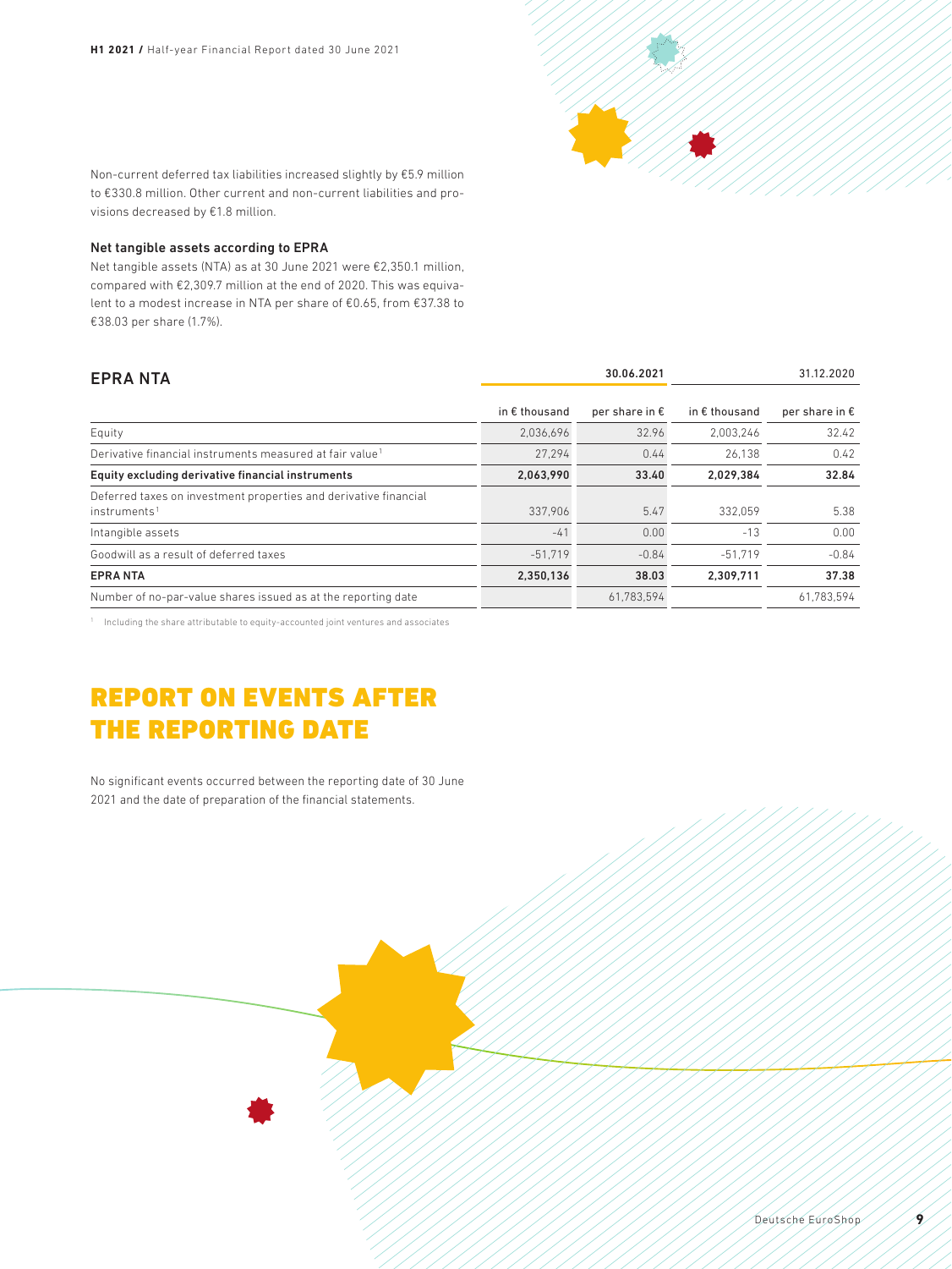Non-current deferred tax liabilities increased slightly by €5.9 million to €330.8 million. Other current and non-current liabilities and provisions decreased by €1.8 million.

### Net tangible assets according to EPRA

Net tangible assets (NTA) as at 30 June 2021 were €2,350.1 million, compared with €2,309.7 million at the end of 2020. This was equivalent to a modest increase in NTA per share of €0.65, from €37.38 to €38.03 per share (1.7%).

| EPRA NTA | 30.06.2021 | | 31.12.2020 | |
|---|---|---|---|---|
| | in € thousand | per share in € | in € thousand | per share in € |
| Equity | 2,036,696 | 32.96 | 2,003,246 | 32.42 |
| Derivative financial instruments measured at fair value[1] | 27,294 | 0.44 | 26,138 | 0.42 |
| **Equity excluding derivative financial instruments** | **2,063,990** | **33.40** | **2,029,384** | **32.84** |
| Deferred taxes on investment properties and derivative financial instruments[1] | 337,906 | 5.47 | 332,059 | 5.38 |
| Intangible assets | -41 | 0.00 | -13 | 0.00 |
| Goodwill as a result of deferred taxes | -51,719 | -0.84 | -51,719 | -0.84 |
| **EPRA NTA** | **2,350,136** | **38.03** | **2,309,711** | **37.38** |
| Number of no-par-value shares issued as at the reporting date | | 61,783,594 | | 61,783,594 |

[1] Including the share attributable to equity-accounted joint ventures and associates

# REPORT ON EVENTS AFTER THE REPORTING DATE

No significant events occurred between the reporting date of 30 June 2021 and the date of preparation of the financial statements.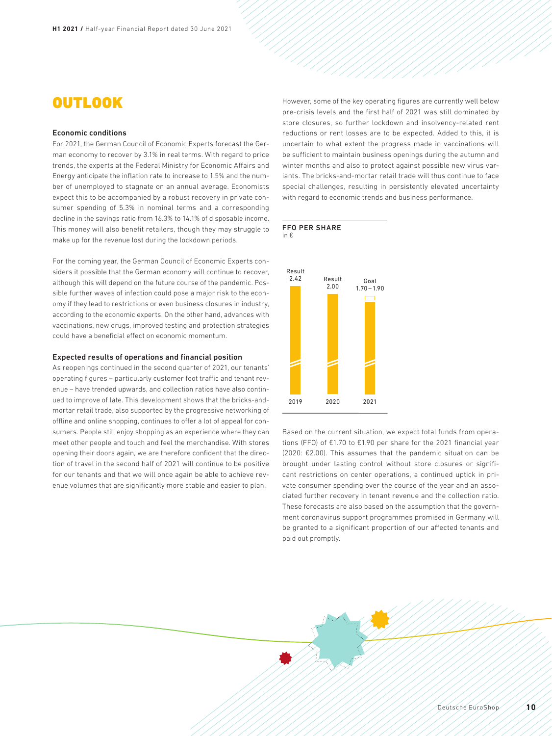# OUTLOOK

### Economic conditions

For 2021, the German Council of Economic Experts forecast the German economy to recover by 3.1% in real terms. With regard to price trends, the experts at the Federal Ministry for Economic Affairs and Energy anticipate the inflation rate to increase to 1.5% and the number of unemployed to stagnate on an annual average. Economists expect this to be accompanied by a robust recovery in private consumer spending of 5.3% in nominal terms and a corresponding decline in the savings ratio from 16.3% to 14.1% of disposable income. This money will also benefit retailers, though they may struggle to make up for the revenue lost during the lockdown periods.

For the coming year, the German Council of Economic Experts considers it possible that the German economy will continue to recover, although this will depend on the future course of the pandemic. Possible further waves of infection could pose a major risk to the economy if they lead to restrictions or even business closures in industry, according to the economic experts. On the other hand, advances with vaccinations, new drugs, improved testing and protection strategies could have a beneficial effect on economic momentum.

### Expected results of operations and financial position

As reopenings continued in the second quarter of 2021, our tenants' operating figures – particularly customer foot traffic and tenant revenue – have trended upwards, and collection ratios have also continued to improve of late. This development shows that the bricks-and-mortar retail trade, also supported by the progressive networking of offline and online shopping, continues to offer a lot of appeal for consumers. People still enjoy shopping as an experience where they can meet other people and touch and feel the merchandise. With stores opening their doors again, we are therefore confident that the direction of travel in the second half of 2021 will continue to be positive for our tenants and that we will once again be able to achieve revenue volumes that are significantly more stable and easier to plan.

However, some of the key operating figures are currently well below pre-crisis levels and the first half of 2021 was still dominated by store closures, so further lockdown and insolvency-related rent reductions or rent losses are to be expected. Added to this, it is uncertain to what extent the progress made in vaccinations will be sufficient to maintain business openings during the autumn and winter months and also to protect against possible new virus variants. The bricks-and-mortar retail trade will thus continue to face special challenges, resulting in persistently elevated uncertainty with regard to economic trends and business performance.

**FFO PER SHARE**
in €

| | 2019 | 2020 | 2021 |
|---|---|---|---|
| | Result 2.42 | Result 2.00 | Goal 1.70 – 1.90 |

Based on the current situation, we expect total funds from operations (FFO) of €1.70 to €1.90 per share for the 2021 financial year (2020: €2.00). This assumes that the pandemic situation can be brought under lasting control without store closures or significant restrictions on center operations, a continued uptick in private consumer spending over the course of the year and an associated further recovery in tenant revenue and the collection ratio. These forecasts are also based on the assumption that the government coronavirus support programmes promised in Germany will be granted to a significant proportion of our affected tenants and paid out promptly.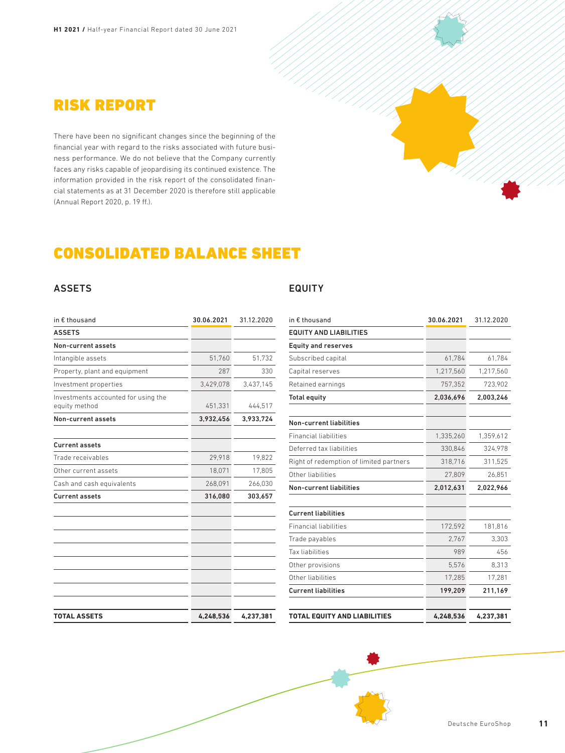# RISK REPORT

There have been no significant changes since the beginning of the financial year with regard to the risks associated with future business performance. We do not believe that the Company currently faces any risks capable of jeopardising its continued existence. The information provided in the risk report of the consolidated financial statements as at 31 December 2020 is therefore still applicable (Annual Report 2020, p. 19 ff.).

# CONSOLIDATED BALANCE SHEET

## ASSETS

| in € thousand | 30.06.2021 | 31.12.2020 |
|---|---|---|
| **ASSETS** | | |
| **Non-current assets** | | |
| Intangible assets | 51,760 | 51,732 |
| Property, plant and equipment | 287 | 330 |
| Investment properties | 3,429,078 | 3,437,145 |
| Investments accounted for using the equity method | 451,331 | 444,517 |
| **Non-current assets** | **3,932,456** | **3,933,724** |
| | | |
| **Current assets** | | |
| Trade receivables | 29,918 | 19,822 |
| Other current assets | 18,071 | 17,805 |
| Cash and cash equivalents | 268,091 | 266,030 |
| **Current assets** | **316,080** | **303,657** |
| | | |
| **TOTAL ASSETS** | **4,248,536** | **4,237,381** |

## EQUITY

| in € thousand | 30.06.2021 | 31.12.2020 |
|---|---|---|
| **EQUITY AND LIABILITIES** | | |
| **Equity and reserves** | | |
| Subscribed capital | 61,784 | 61,784 |
| Capital reserves | 1,217,560 | 1,217,560 |
| Retained earnings | 757,352 | 723,902 |
| **Total equity** | **2,036,696** | **2,003,246** |
| | | |
| **Non-current liabilities** | | |
| Financial liabilities | 1,335,260 | 1,359,612 |
| Deferred tax liabilities | 330,846 | 324,978 |
| Right of redemption of limited partners | 318,716 | 311,525 |
| Other liabilities | 27,809 | 26,851 |
| **Non-current liabilities** | **2,012,631** | **2,022,966** |
| | | |
| **Current liabilities** | | |
| Financial liabilities | 172,592 | 181,816 |
| Trade payables | 2,767 | 3,303 |
| Tax liabilities | 989 | 456 |
| Other provisions | 5,576 | 8,313 |
| Other liabilities | 17,285 | 17,281 |
| **Current liabilities** | **199,209** | **211,169** |
| | | |
| **TOTAL EQUITY AND LIABILITIES** | **4,248,536** | **4,237,381** |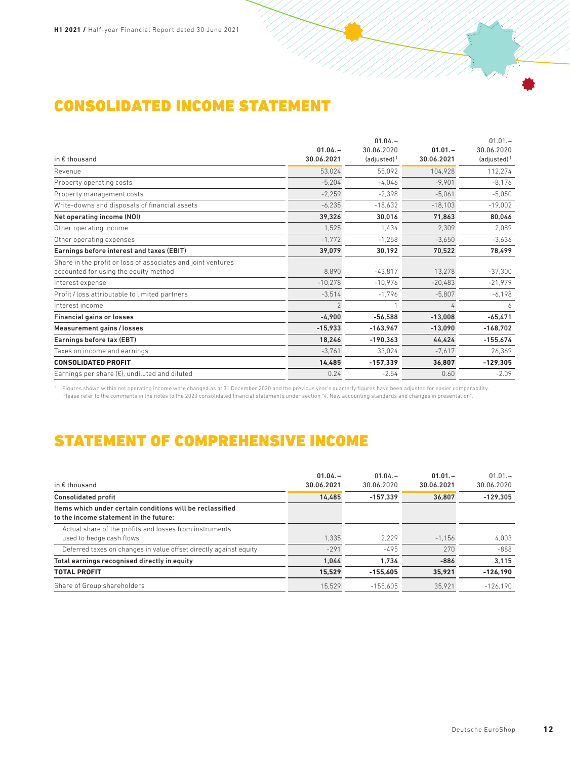# CONSOLIDATED INCOME STATEMENT

| in € thousand | 01.04.– 30.06.2021 | 01.04.– 30.06.2020 (adjusted)[1] | 01.01.– 30.06.2021 | 01.01.– 30.06.2020 (adjusted)[1] |
|---|---|---|---|---|
| Revenue | 53,024 | 55,092 | 104,928 | 112,274 |
| Property operating costs | -5,204 | -4,046 | -9,901 | -8,176 |
| Property management costs | -2,259 | -2,398 | -5,061 | -5,050 |
| Write-downs and disposals of financial assets | -6,235 | -18,632 | -18,103 | -19,002 |
| **Net operating income (NOI)** | **39,326** | **30,016** | **71,863** | **80,046** |
| Other operating income | 1,525 | 1,434 | 2,309 | 2,089 |
| Other operating expenses | -1,772 | -1,258 | -3,650 | -3,636 |
| **Earnings before interest and taxes (EBIT)** | **39,079** | **30,192** | **70,522** | **78,499** |
| Share in the profit or loss of associates and joint ventures accounted for using the equity method | 8,890 | -43,817 | 13,278 | -37,300 |
| Interest expense | -10,278 | -10,976 | -20,483 | -21,979 |
| Profit / loss attributable to limited partners | -3,514 | -1,796 | -5,807 | -6,198 |
| Interest income | 2 | 1 | 4 | 6 |
| **Financial gains or losses** | **-4,900** | **-56,588** | **-13,008** | **-65,471** |
| **Measurement gains / losses** | **-15,933** | **-163,967** | **-13,090** | **-168,702** |
| **Earnings before tax (EBT)** | **18,246** | **-190,363** | **44,424** | **-155,674** |
| Taxes on income and earnings | -3,761 | 33,024 | -7,617 | 26,369 |
| **CONSOLIDATED PROFIT** | **14,485** | **-157,339** | **36,807** | **-129,305** |
| Earnings per share (€), undiluted and diluted | 0.24 | -2.54 | 0.60 | -2.09 |

[1] Figures shown within net operating income were changed as at 31 December 2020 and the previous year's quarterly figures have been adjusted for easier comparability. Please refer to the comments in the notes to the 2020 consolidated financial statements under section "4. New accounting standards and changes in presentation".

# STATEMENT OF COMPREHENSIVE INCOME

| in € thousand | 01.04.– 30.06.2021 | 01.04.– 30.06.2020 | 01.01.– 30.06.2021 | 01.01.– 30.06.2020 |
|---|---|---|---|---|
| **Consolidated profit** | **14,485** | **-157,339** | **36,807** | **-129,305** |
| **Items which under certain conditions will be reclassified to the income statement in the future:** | | | | |
| Actual share of the profits and losses from instruments used to hedge cash flows | 1,335 | 2,229 | -1,156 | 4,003 |
| Deferred taxes on changes in value offset directly against equity | -291 | -495 | 270 | -888 |
| **Total earnings recognised directly in equity** | **1,044** | **1,734** | **-886** | **3,115** |
| **TOTAL PROFIT** | **15,529** | **-155,605** | **35,921** | **-126,190** |
| Share of Group shareholders | 15,529 | -155,605 | 35,921 | -126,190 |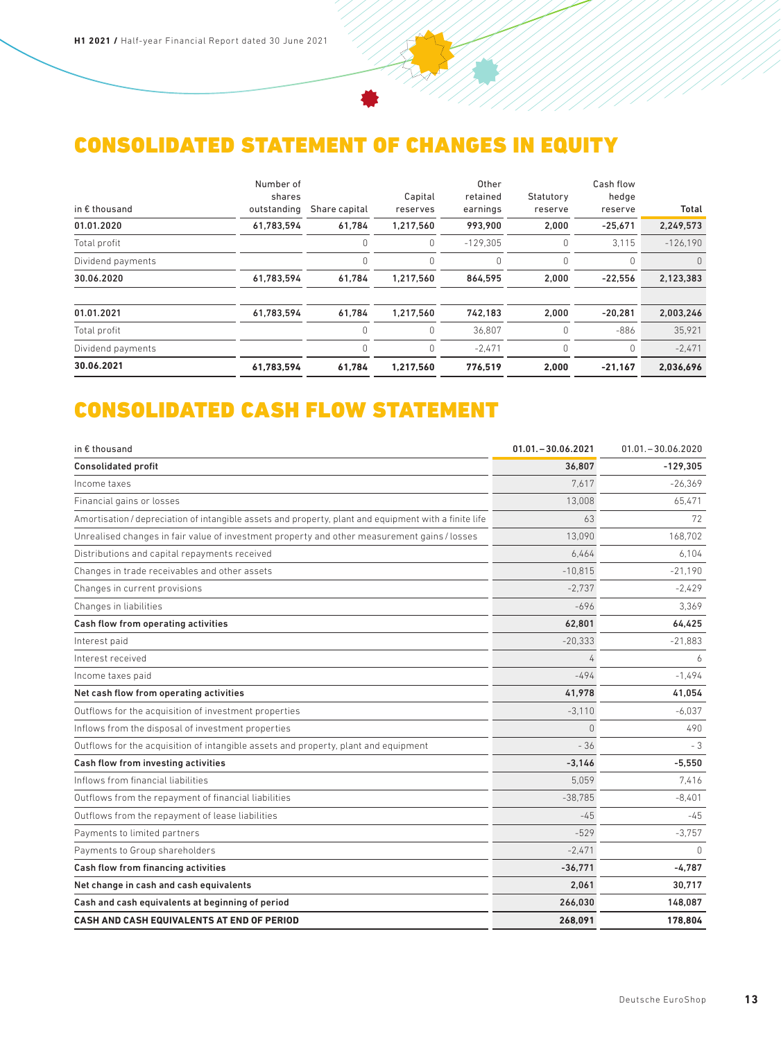# CONSOLIDATED STATEMENT OF CHANGES IN EQUITY

| in € thousand | Number of shares outstanding | Share capital | Capital reserves | Other retained earnings | Statutory reserve | Cash flow hedge reserve | Total |
|---|---|---|---|---|---|---|---|
| **01.01.2020** | **61,783,594** | **61,784** | **1,217,560** | **993,900** | **2,000** | **-25,671** | **2,249,573** |
| Total profit | | 0 | 0 | -129,305 | 0 | 3,115 | -126,190 |
| Dividend payments | | 0 | 0 | 0 | 0 | 0 | 0 |
| **30.06.2020** | **61,783,594** | **61,784** | **1,217,560** | **864,595** | **2,000** | **-22,556** | **2,123,383** |
| | | | | | | | |
| **01.01.2021** | **61,783,594** | **61,784** | **1,217,560** | **742,183** | **2,000** | **-20,281** | **2,003,246** |
| Total profit | | 0 | 0 | 36,807 | 0 | -886 | 35,921 |
| Dividend payments | | 0 | 0 | -2,471 | 0 | 0 | -2,471 |
| **30.06.2021** | **61,783,594** | **61,784** | **1,217,560** | **776,519** | **2,000** | **-21,167** | **2,036,696** |

# CONSOLIDATED CASH FLOW STATEMENT

| in € thousand | 01.01.–30.06.2021 | 01.01.–30.06.2020 |
|---|---|---|
| **Consolidated profit** | **36,807** | **-129,305** |
| Income taxes | 7,617 | -26,369 |
| Financial gains or losses | 13,008 | 65,471 |
| Amortisation / depreciation of intangible assets and property, plant and equipment with a finite life | 63 | 72 |
| Unrealised changes in fair value of investment property and other measurement gains / losses | 13,090 | 168,702 |
| Distributions and capital repayments received | 6,464 | 6,104 |
| Changes in trade receivables and other assets | -10,815 | -21,190 |
| Changes in current provisions | -2,737 | -2,429 |
| Changes in liabilities | -696 | 3,369 |
| **Cash flow from operating activities** | **62,801** | **64,425** |
| Interest paid | -20,333 | -21,883 |
| Interest received | 4 | 6 |
| Income taxes paid | -494 | -1,494 |
| **Net cash flow from operating activities** | **41,978** | **41,054** |
| Outflows for the acquisition of investment properties | -3,110 | -6,037 |
| Inflows from the disposal of investment properties | 0 | 490 |
| Outflows for the acquisition of intangible assets and property, plant and equipment | - 36 | - 3 |
| **Cash flow from investing activities** | **-3,146** | **-5,550** |
| Inflows from financial liabilities | 5,059 | 7,416 |
| Outflows from the repayment of financial liabilities | -38,785 | -8,401 |
| Outflows from the repayment of lease liabilities | -45 | -45 |
| Payments to limited partners | -529 | -3,757 |
| Payments to Group shareholders | -2,471 | 0 |
| **Cash flow from financing activities** | **-36,771** | **-4,787** |
| **Net change in cash and cash equivalents** | **2,061** | **30,717** |
| **Cash and cash equivalents at beginning of period** | **266,030** | **148,087** |
| **CASH AND CASH EQUIVALENTS AT END OF PERIOD** | **268,091** | **178,804** |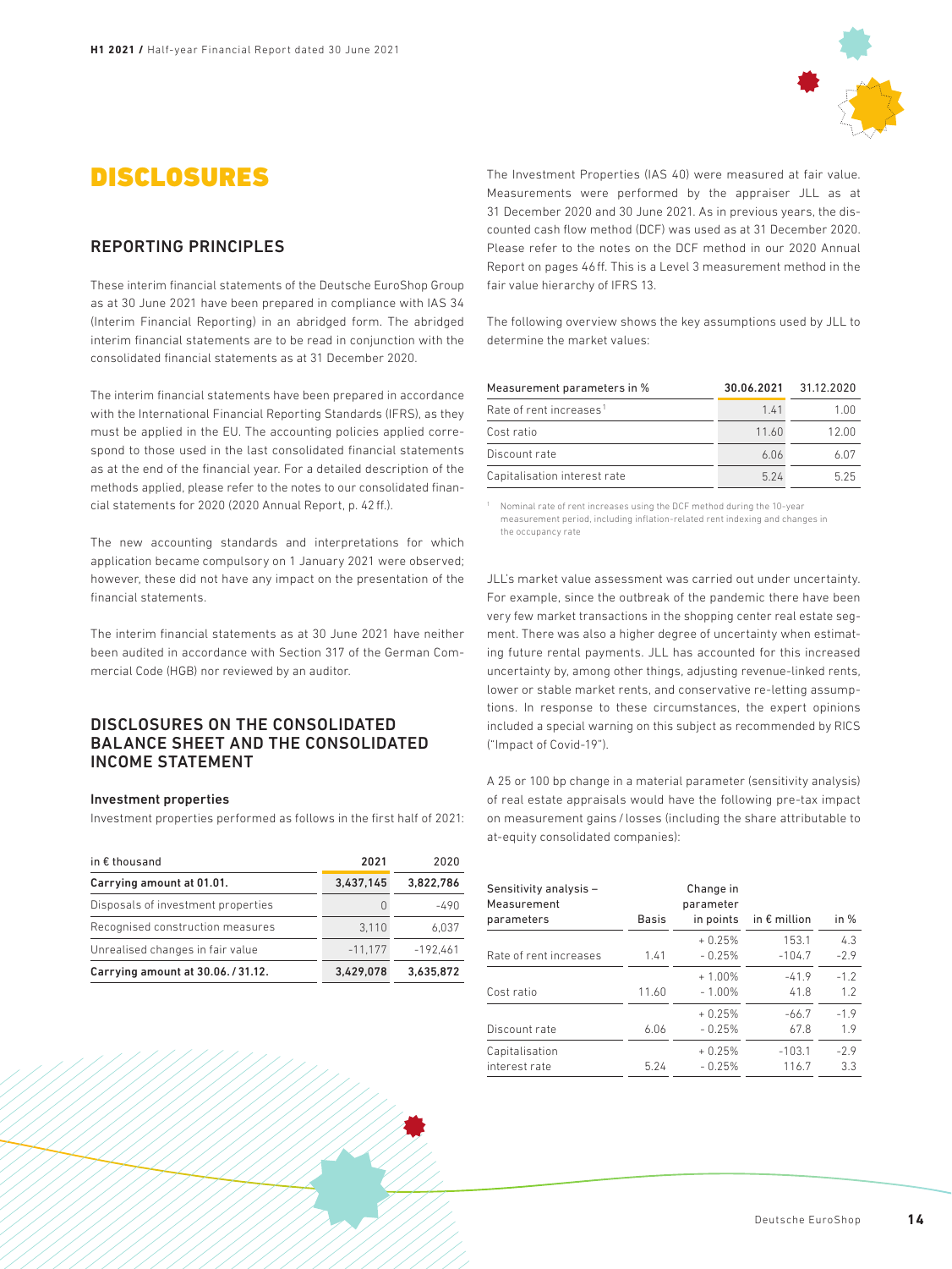# DISCLOSURES

## REPORTING PRINCIPLES

These interim financial statements of the Deutsche EuroShop Group as at 30 June 2021 have been prepared in compliance with IAS 34 (Interim Financial Reporting) in an abridged form. The abridged interim financial statements are to be read in conjunction with the consolidated financial statements as at 31 December 2020.

The interim financial statements have been prepared in accordance with the International Financial Reporting Standards (IFRS), as they must be applied in the EU. The accounting policies applied correspond to those used in the last consolidated financial statements as at the end of the financial year. For a detailed description of the methods applied, please refer to the notes to our consolidated financial statements for 2020 (2020 Annual Report, p. 42 ff.).

The new accounting standards and interpretations for which application became compulsory on 1 January 2021 were observed; however, these did not have any impact on the presentation of the financial statements.

The interim financial statements as at 30 June 2021 have neither been audited in accordance with Section 317 of the German Commercial Code (HGB) nor reviewed by an auditor.

## DISCLOSURES ON THE CONSOLIDATED BALANCE SHEET AND THE CONSOLIDATED INCOME STATEMENT

### Investment properties

Investment properties performed as follows in the first half of 2021:

| in € thousand | 2021 | 2020 |
|---|---|---|
| **Carrying amount at 01.01.** | **3,437,145** | **3,822,786** |
| Disposals of investment properties | 0 | -490 |
| Recognised construction measures | 3,110 | 6,037 |
| Unrealised changes in fair value | -11,177 | -192,461 |
| **Carrying amount at 30.06. / 31.12.** | **3,429,078** | **3,635,872** |

The Investment Properties (IAS 40) were measured at fair value. Measurements were performed by the appraiser JLL as at 31 December 2020 and 30 June 2021. As in previous years, the discounted cash flow method (DCF) was used as at 31 December 2020. Please refer to the notes on the DCF method in our 2020 Annual Report on pages 46 ff. This is a Level 3 measurement method in the fair value hierarchy of IFRS 13.

The following overview shows the key assumptions used by JLL to determine the market values:

| Measurement parameters in % | 30.06.2021 | 31.12.2020 |
|---|---|---|
| Rate of rent increases[1] | 1.41 | 1.00 |
| Cost ratio | 11.60 | 12.00 |
| Discount rate | 6.06 | 6.07 |
| Capitalisation interest rate | 5.24 | 5.25 |

[1] Nominal rate of rent increases using the DCF method during the 10-year measurement period, including inflation-related rent indexing and changes in the occupancy rate

JLL's market value assessment was carried out under uncertainty. For example, since the outbreak of the pandemic there have been very few market transactions in the shopping center real estate segment. There was also a higher degree of uncertainty when estimating future rental payments. JLL has accounted for this increased uncertainty by, among other things, adjusting revenue-linked rents, lower or stable market rents, and conservative re-letting assumptions. In response to these circumstances, the expert opinions included a special warning on this subject as recommended by RICS ("Impact of Covid-19").

A 25 or 100 bp change in a material parameter (sensitivity analysis) of real estate appraisals would have the following pre-tax impact on measurement gains / losses (including the share attributable to at-equity consolidated companies):

| Sensitivity analysis – Measurement parameters | Basis | Change in parameter in points | in € million | in % |
|---|---|---|---|---|
| Rate of rent increases | 1.41 | + 0.25% | 153.1 | 4.3 |
| | | - 0.25% | -104.7 | -2.9 |
| Cost ratio | 11.60 | + 1.00% | -41.9 | -1.2 |
| | | - 1.00% | 41.8 | 1.2 |
| Discount rate | 6.06 | + 0.25% | -66.7 | -1.9 |
| | | - 0.25% | 67.8 | 1.9 |
| Capitalisation interest rate | 5.24 | + 0.25% | -103.1 | -2.9 |
| | | - 0.25% | 116.7 | 3.3 |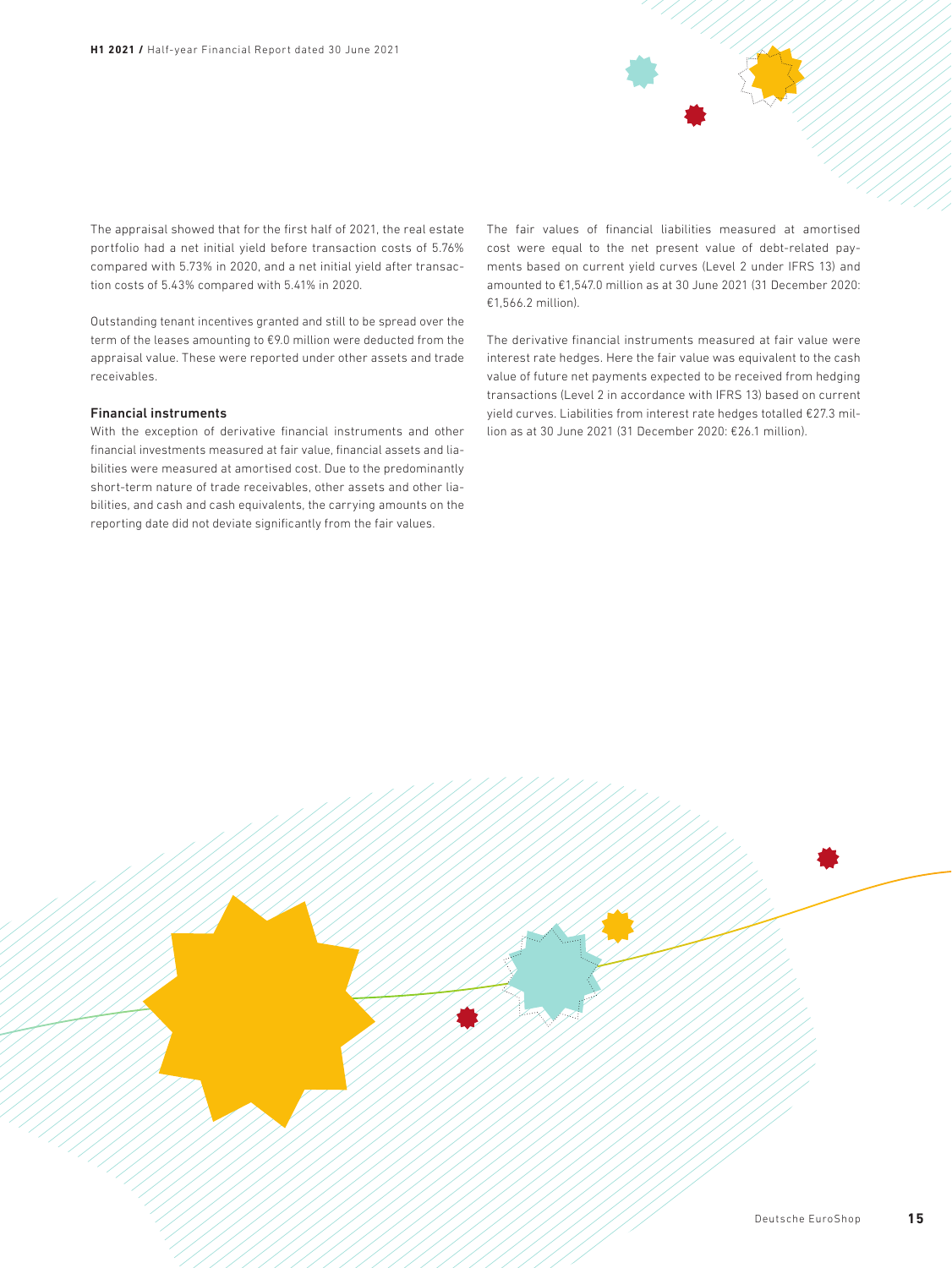The appraisal showed that for the first half of 2021, the real estate portfolio had a net initial yield before transaction costs of 5.76% compared with 5.73% in 2020, and a net initial yield after transaction costs of 5.43% compared with 5.41% in 2020.

Outstanding tenant incentives granted and still to be spread over the term of the leases amounting to €9.0 million were deducted from the appraisal value. These were reported under other assets and trade receivables.

### Financial instruments

With the exception of derivative financial instruments and other financial investments measured at fair value, financial assets and liabilities were measured at amortised cost. Due to the predominantly short-term nature of trade receivables, other assets and other liabilities, and cash and cash equivalents, the carrying amounts on the reporting date did not deviate significantly from the fair values.

The fair values of financial liabilities measured at amortised cost were equal to the net present value of debt-related payments based on current yield curves (Level 2 under IFRS 13) and amounted to €1,547.0 million as at 30 June 2021 (31 December 2020: €1,566.2 million).

The derivative financial instruments measured at fair value were interest rate hedges. Here the fair value was equivalent to the cash value of future net payments expected to be received from hedging transactions (Level 2 in accordance with IFRS 13) based on current yield curves. Liabilities from interest rate hedges totalled €27.3 million as at 30 June 2021 (31 December 2020: €26.1 million).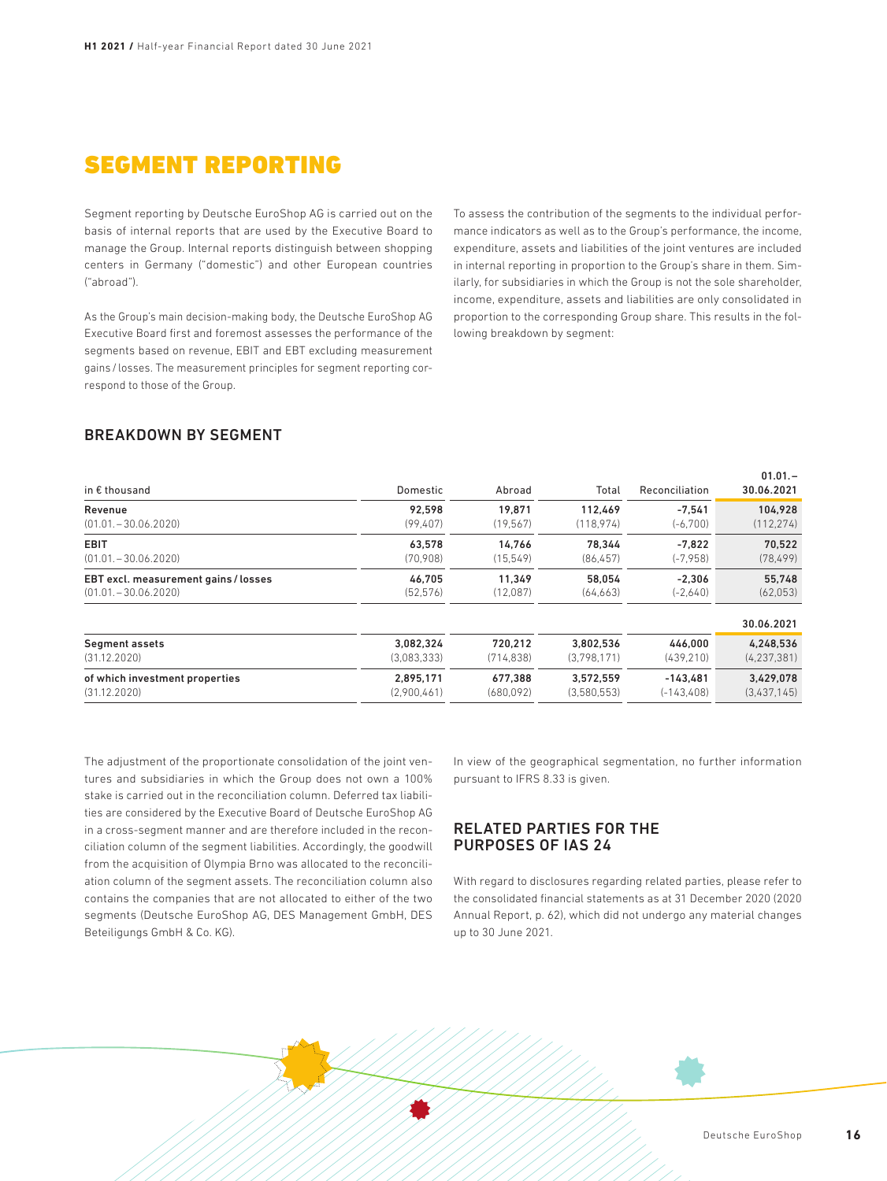# SEGMENT REPORTING

Segment reporting by Deutsche EuroShop AG is carried out on the basis of internal reports that are used by the Executive Board to manage the Group. Internal reports distinguish between shopping centers in Germany ("domestic") and other European countries ("abroad").

As the Group's main decision-making body, the Deutsche EuroShop AG Executive Board first and foremost assesses the performance of the segments based on revenue, EBIT and EBT excluding measurement gains / losses. The measurement principles for segment reporting correspond to those of the Group.

To assess the contribution of the segments to the individual performance indicators as well as to the Group's performance, the income, expenditure, assets and liabilities of the joint ventures are included in internal reporting in proportion to the Group's share in them. Similarly, for subsidiaries in which the Group is not the sole shareholder, income, expenditure, assets and liabilities are only consolidated in proportion to the corresponding Group share. This results in the following breakdown by segment:

## BREAKDOWN BY SEGMENT

| in € thousand | Domestic | Abroad | Total | Reconciliation | 01.01. – 30.06.2021 |
|---|---|---|---|---|---|
| **Revenue** | **92,598** | **19,871** | **112,469** | **-7,541** | **104,928** |
| (01.01. – 30.06.2020) | (99,407) | (19,567) | (118,974) | (-6,700) | (112,274) |
| **EBIT** | **63,578** | **14,766** | **78,344** | **-7,822** | **70,522** |
| (01.01. – 30.06.2020) | (70,908) | (15,549) | (86,457) | (-7,958) | (78,499) |
| **EBT excl. measurement gains / losses** | **46,705** | **11,349** | **58,054** | **-2,306** | **55,748** |
| (01.01. – 30.06.2020) | (52,576) | (12,087) | (64,663) | (-2,640) | (62,053) |
| | | | | | **30.06.2021** |
| **Segment assets** | **3,082,324** | **720,212** | **3,802,536** | **446,000** | **4,248,536** |
| (31.12.2020) | (3,083,333) | (714,838) | (3,798,171) | (439,210) | (4,237,381) |
| **of which investment properties** | **2,895,171** | **677,388** | **3,572,559** | **-143,481** | **3,429,078** |
| (31.12.2020) | (2,900,461) | (680,092) | (3,580,553) | (-143,408) | (3,437,145) |

The adjustment of the proportionate consolidation of the joint ventures and subsidiaries in which the Group does not own a 100% stake is carried out in the reconciliation column. Deferred tax liabilities are considered by the Executive Board of Deutsche EuroShop AG in a cross-segment manner and are therefore included in the reconciliation column of the segment liabilities. Accordingly, the goodwill from the acquisition of Olympia Brno was allocated to the reconciliation column of the segment assets. The reconciliation column also contains the companies that are not allocated to either of the two segments (Deutsche EuroShop AG, DES Management GmbH, DES Beteiligungs GmbH & Co. KG).

In view of the geographical segmentation, no further information pursuant to IFRS 8.33 is given.

## RELATED PARTIES FOR THE PURPOSES OF IAS 24

With regard to disclosures regarding related parties, please refer to the consolidated financial statements as at 31 December 2020 (2020 Annual Report, p. 62), which did not undergo any material changes up to 30 June 2021.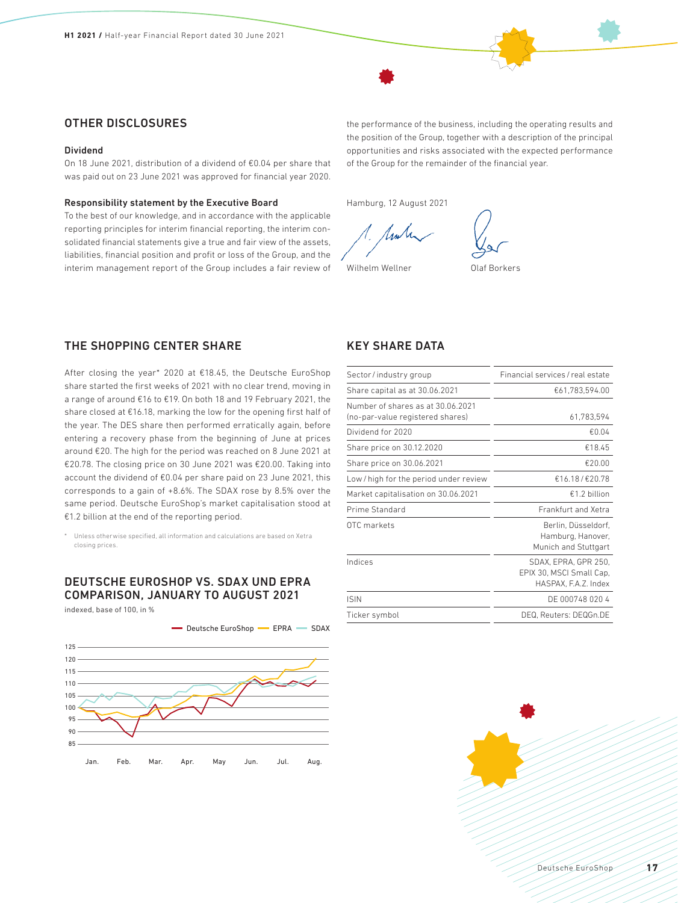## OTHER DISCLOSURES

### Dividend

On 18 June 2021, distribution of a dividend of €0.04 per share that was paid out on 23 June 2021 was approved for financial year 2020.

### Responsibility statement by the Executive Board

To the best of our knowledge, and in accordance with the applicable reporting principles for interim financial reporting, the interim consolidated financial statements give a true and fair view of the assets, liabilities, financial position and profit or loss of the Group, and the interim management report of the Group includes a fair review of the performance of the business, including the operating results and the position of the Group, together with a description of the principal opportunities and risks associated with the expected performance of the Group for the remainder of the financial year.

Hamburg, 12 August 2021

Wilhelm Wellner    Olaf Borkers

## THE SHOPPING CENTER SHARE

After closing the year* 2020 at €18.45, the Deutsche EuroShop share started the first weeks of 2021 with no clear trend, moving in a range of around €16 to €19. On both 18 and 19 February 2021, the share closed at €16.18, marking the low for the opening first half of the year. The DES share then performed erratically again, before entering a recovery phase from the beginning of June at prices around €20. The high for the period was reached on 8 June 2021 at €20.78. The closing price on 30 June 2021 was €20.00. Taking into account the dividend of €0.04 per share paid on 23 June 2021, this corresponds to a gain of +8.6%. The SDAX rose by 8.5% over the same period. Deutsche EuroShop's market capitalisation stood at €1.2 billion at the end of the reporting period.

\* Unless otherwise specified, all information and calculations are based on Xetra closing prices.

## DEUTSCHE EUROSHOP VS. SDAX UND EPRA COMPARISON, JANUARY TO AUGUST 2021

indexed, base of 100, in %

Deutsche EuroShop — EPRA — SDAX

## KEY SHARE DATA

| | |
|---|---|
| Sector / industry group | Financial services / real estate |
| Share capital as at 30.06.2021 | €61,783,594.00 |
| Number of shares as at 30.06.2021 (no-par-value registered shares) | 61,783,594 |
| Dividend for 2020 | €0.04 |
| Share price on 30.12.2020 | €18.45 |
| Share price on 30.06.2021 | €20.00 |
| Low / high for the period under review | €16.18 / €20.78 |
| Market capitalisation on 30.06.2021 | €1.2 billion |
| Prime Standard | Frankfurt and Xetra |
| OTC markets | Berlin, Düsseldorf, Hamburg, Hanover, Munich and Stuttgart |
| Indices | SDAX, EPRA, GPR 250, EPIX 30, MSCI Small Cap, HASPAX, F.A.Z. Index |
| ISIN | DE 000748 020 4 |
| Ticker symbol | DEQ, Reuters: DEQGn.DE |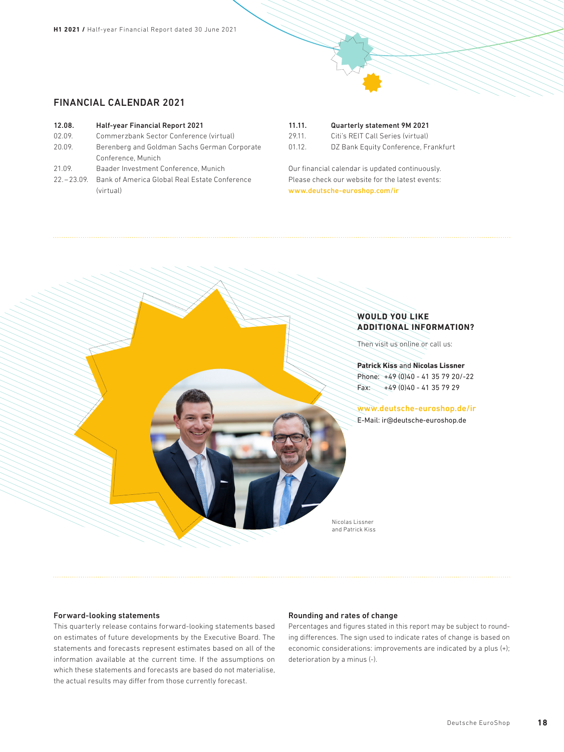## FINANCIAL CALENDAR 2021

| | |
|---|---|
| **12.08.** | **Half-year Financial Report 2021** |
| 02.09. | Commerzbank Sector Conference (virtual) |
| 20.09. | Berenberg and Goldman Sachs German Corporate Conference, Munich |
| 21.09. | Baader Investment Conference, Munich |
| 22. – 23.09. | Bank of America Global Real Estate Conference (virtual) |
| **11.11.** | **Quarterly statement 9M 2021** |
| 29.11. | Citi's REIT Call Series (virtual) |
| 01.12. | DZ Bank Equity Conference, Frankfurt |

Our financial calendar is updated continuously. Please check our website for the latest events: www.deutsche-euroshop.com/ir

### WOULD YOU LIKE ADDITIONAL INFORMATION?

Then visit us online or call us:

**Patrick Kiss** and **Nicolas Lissner**
Phone: +49 (0)40 - 41 35 79 20/-22
Fax: +49 (0)40 - 41 35 79 29

www.deutsche-euroshop.de/ir
E-Mail: ir@deutsche-euroshop.de

Nicolas Lissner and Patrick Kiss

**Forward-looking statements**

This quarterly release contains forward-looking statements based on estimates of future developments by the Executive Board. The statements and forecasts represent estimates based on all of the information available at the current time. If the assumptions on which these statements and forecasts are based do not materialise, the actual results may differ from those currently forecast.

**Rounding and rates of change**

Percentages and figures stated in this report may be subject to rounding differences. The sign used to indicate rates of change is based on economic considerations: improvements are indicated by a plus (+); deterioration by a minus (-).